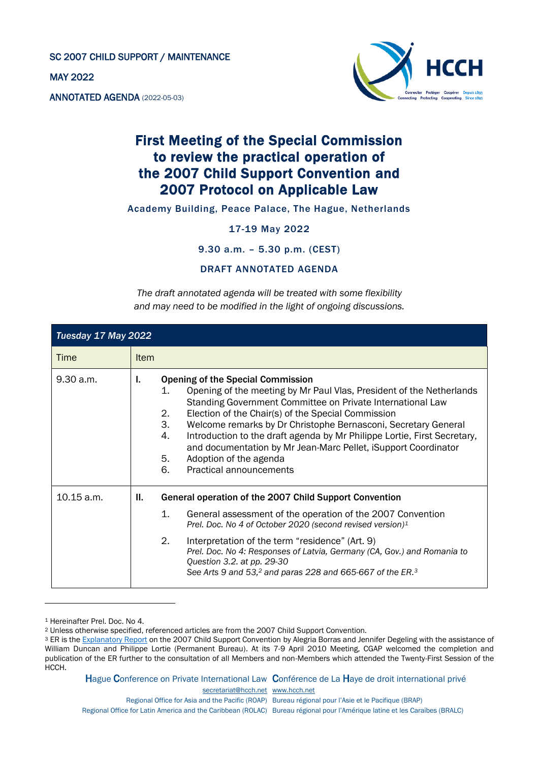SC 2007 CHILD SUPPORT / MAINTENANCE

MAY 2022

ANNOTATED AGENDA (2022-05-03)

# First Meeting of the Special Commission to review the practical operation of the 2007 Child Support Convention and 2007 Protocol on Applicable Law

Academy Building, Peace Palace, The Hague, Netherlands

17-19 May 2022

9.30 a.m. – 5.30 p.m. (CEST)

DRAFT ANNOTATED AGENDA

*The draft annotated agenda will be treated with some flexibility and may need to be modified in the light of ongoing discussions.*

| *Tuesday 17 May 2022* | |
|---|---|
| Time | Item |
| 9.30 a.m. | **I. Opening of the Special Commission**<br>1. Opening of the meeting by Mr Paul Vlas, President of the Netherlands Standing Government Committee on Private International Law<br>2. Election of the Chair(s) of the Special Commission<br>3. Welcome remarks by Dr Christophe Bernasconi, Secretary General<br>4. Introduction to the draft agenda by Mr Philippe Lortie, First Secretary, and documentation by Mr Jean-Marc Pellet, iSupport Coordinator<br>5. Adoption of the agenda<br>6. Practical announcements |
| 10.15 a.m. | **II. General operation of the 2007 Child Support Convention**<br>1. General assessment of the operation of the 2007 Convention<br>*Prel. Doc. No 4 of October 2020 (second revised version)*[1]<br>2. Interpretation of the term "residence" (Art. 9)<br>*Prel. Doc. No 4: Responses of Latvia, Germany (CA, Gov.) and Romania to Question 3.2. at pp. 29-30*<br>*See Arts 9 and 53,*[2] *and paras 228 and 665-667 of the ER.*[3] |

[1] Hereinafter Prel. Doc. No 4.

[2] Unless otherwise specified, referenced articles are from the 2007 Child Support Convention.

[3] ER is the Explanatory Report on the 2007 Child Support Convention by Alegria Borras and Jennifer Degeling with the assistance of William Duncan and Philippe Lortie (Permanent Bureau). At its 7-9 April 2010 Meeting, CGAP welcomed the completion and publication of the ER further to the consultation of all Members and non-Members which attended the Twenty-First Session of the HCCH.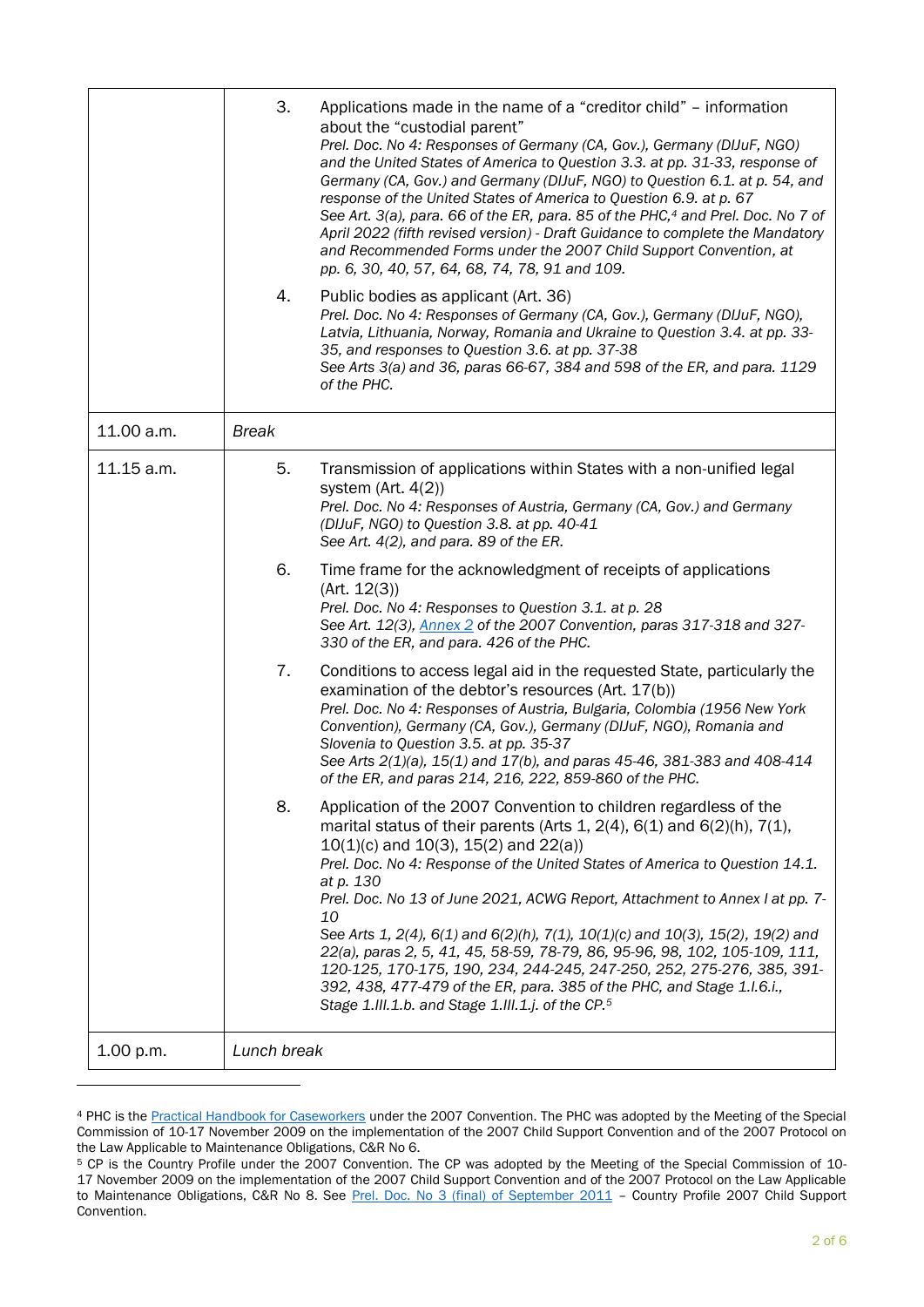| | | |
|---|---|---|
| | 3. | Applications made in the name of a "creditor child" – information about the "custodial parent"<br>*Prel. Doc. No 4: Responses of Germany (CA, Gov.), Germany (DIJuF, NGO) and the United States of America to Question 3.3. at pp. 31-33, response of Germany (CA, Gov.) and Germany (DIJuF, NGO) to Question 6.1. at p. 54, and response of the United States of America to Question 6.9. at p. 67*<br>*See Art. 3(a), para. 66 of the ER, para. 85 of the PHC,[4] and Prel. Doc. No 7 of April 2022 (fifth revised version) - Draft Guidance to complete the Mandatory and Recommended Forms under the 2007 Child Support Convention, at pp. 6, 30, 40, 57, 64, 68, 74, 78, 91 and 109.* |
| | 4. | Public bodies as applicant (Art. 36)<br>*Prel. Doc. No 4: Responses of Germany (CA, Gov.), Germany (DIJuF, NGO), Latvia, Lithuania, Norway, Romania and Ukraine to Question 3.4. at pp. 33-35, and responses to Question 3.6. at pp. 37-38*<br>*See Arts 3(a) and 36, paras 66-67, 384 and 598 of the ER, and para. 1129 of the PHC.* |
| 11.00 a.m. | *Break* | |
| 11.15 a.m. | 5. | Transmission of applications within States with a non-unified legal system (Art. 4(2))<br>*Prel. Doc. No 4: Responses of Austria, Germany (CA, Gov.) and Germany (DIJuF, NGO) to Question 3.8. at pp. 40-41*<br>*See Art. 4(2), and para. 89 of the ER.* |
| | 6. | Time frame for the acknowledgment of receipts of applications (Art. 12(3))<br>*Prel. Doc. No 4: Responses to Question 3.1. at p. 28*<br>*See Art. 12(3), Annex 2 of the 2007 Convention, paras 317-318 and 327-330 of the ER, and para. 426 of the PHC.* |
| | 7. | Conditions to access legal aid in the requested State, particularly the examination of the debtor's resources (Art. 17(b))<br>*Prel. Doc. No 4: Responses of Austria, Bulgaria, Colombia (1956 New York Convention), Germany (CA, Gov.), Germany (DIJuF, NGO), Romania and Slovenia to Question 3.5. at pp. 35-37*<br>*See Arts 2(1)(a), 15(1) and 17(b), and paras 45-46, 381-383 and 408-414 of the ER, and paras 214, 216, 222, 859-860 of the PHC.* |
| | 8. | Application of the 2007 Convention to children regardless of the marital status of their parents (Arts 1, 2(4), 6(1) and 6(2)(h), 7(1), 10(1)(c) and 10(3), 15(2) and 22(a))<br>*Prel. Doc. No 4: Response of the United States of America to Question 14.1. at p. 130*<br>*Prel. Doc. No 13 of June 2021, ACWG Report, Attachment to Annex I at pp. 7-10*<br>*See Arts 1, 2(4), 6(1) and 6(2)(h), 7(1), 10(1)(c) and 10(3), 15(2), 19(2) and 22(a), paras 2, 5, 41, 45, 58-59, 78-79, 86, 95-96, 98, 102, 105-109, 111, 120-125, 170-175, 190, 234, 244-245, 247-250, 252, 275-276, 385, 391-392, 438, 477-479 of the ER, para. 385 of the PHC, and Stage 1.I.6.i., Stage 1.III.1.b. and Stage 1.III.1.j. of the CP.[5]* |
| 1.00 p.m. | *Lunch break* | |

[4] PHC is the Practical Handbook for Caseworkers under the 2007 Convention. The PHC was adopted by the Meeting of the Special Commission of 10-17 November 2009 on the implementation of the 2007 Child Support Convention and of the 2007 Protocol on the Law Applicable to Maintenance Obligations, C&R No 6.

[5] CP is the Country Profile under the 2007 Convention. The CP was adopted by the Meeting of the Special Commission of 10-17 November 2009 on the implementation of the 2007 Child Support Convention and of the 2007 Protocol on the Law Applicable to Maintenance Obligations, C&R No 8. See Prel. Doc. No 3 (final) of September 2011 – Country Profile 2007 Child Support Convention.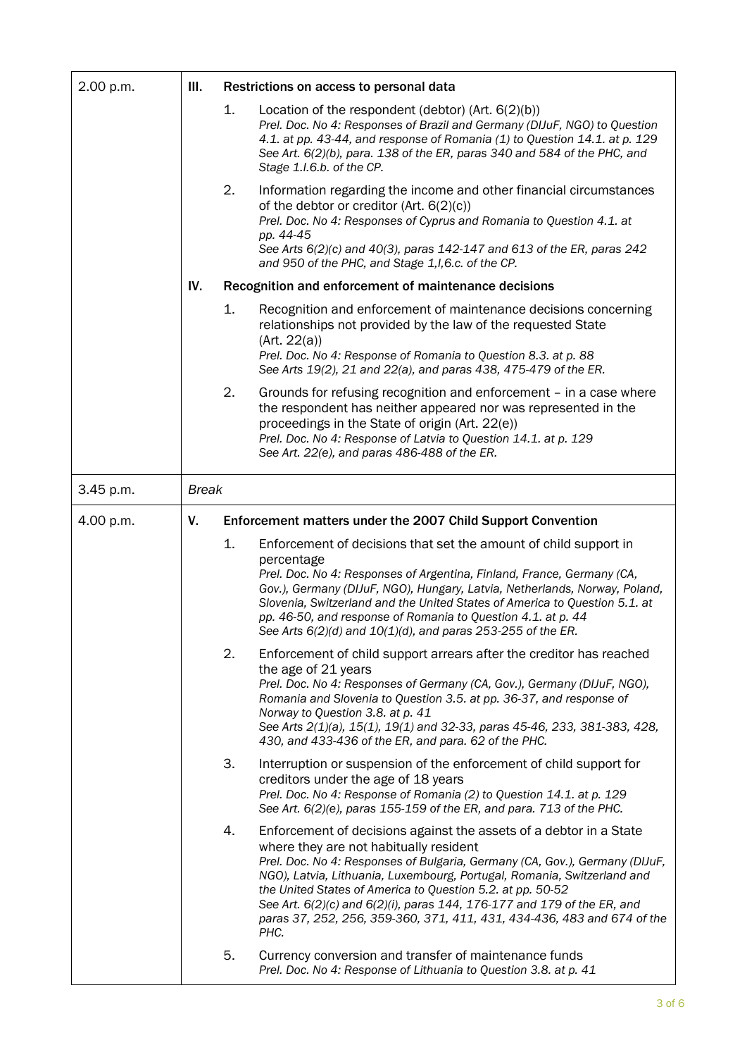| | | |
|---|---|---|
| 2.00 p.m. | **III.** | **Restrictions on access to personal data** |
| | | 1. Location of the respondent (debtor) (Art. 6(2)(b))<br>*Prel. Doc. No 4: Responses of Brazil and Germany (DIJuF, NGO) to Question 4.1. at pp. 43-44, and response of Romania (1) to Question 14.1. at p. 129*<br>*See Art. 6(2)(b), para. 138 of the ER, paras 340 and 584 of the PHC, and Stage 1.I.6.b. of the CP.* |
| | | 2. Information regarding the income and other financial circumstances of the debtor or creditor (Art. 6(2)(c))<br>*Prel. Doc. No 4: Responses of Cyprus and Romania to Question 4.1. at pp. 44-45*<br>*See Arts 6(2)(c) and 40(3), paras 142-147 and 613 of the ER, paras 242 and 950 of the PHC, and Stage 1,I,6.c. of the CP.* |
| | **IV.** | **Recognition and enforcement of maintenance decisions** |
| | | 1. Recognition and enforcement of maintenance decisions concerning relationships not provided by the law of the requested State (Art. 22(a))<br>*Prel. Doc. No 4: Response of Romania to Question 8.3. at p. 88*<br>*See Arts 19(2), 21 and 22(a), and paras 438, 475-479 of the ER.* |
| | | 2. Grounds for refusing recognition and enforcement – in a case where the respondent has neither appeared nor was represented in the proceedings in the State of origin (Art. 22(e))<br>*Prel. Doc. No 4: Response of Latvia to Question 14.1. at p. 129*<br>*See Art. 22(e), and paras 486-488 of the ER.* |
| 3.45 p.m. | *Break* | |
| 4.00 p.m. | **V.** | **Enforcement matters under the 2007 Child Support Convention** |
| | | 1. Enforcement of decisions that set the amount of child support in percentage<br>*Prel. Doc. No 4: Responses of Argentina, Finland, France, Germany (CA, Gov.), Germany (DIJuF, NGO), Hungary, Latvia, Netherlands, Norway, Poland, Slovenia, Switzerland and the United States of America to Question 5.1. at pp. 46-50, and response of Romania to Question 4.1. at p. 44*<br>*See Arts 6(2)(d) and 10(1)(d), and paras 253-255 of the ER.* |
| | | 2. Enforcement of child support arrears after the creditor has reached the age of 21 years<br>*Prel. Doc. No 4: Responses of Germany (CA, Gov.), Germany (DIJuF, NGO), Romania and Slovenia to Question 3.5. at pp. 36-37, and response of Norway to Question 3.8. at p. 41*<br>*See Arts 2(1)(a), 15(1), 19(1) and 32-33, paras 45-46, 233, 381-383, 428, 430, and 433-436 of the ER, and para. 62 of the PHC.* |
| | | 3. Interruption or suspension of the enforcement of child support for creditors under the age of 18 years<br>*Prel. Doc. No 4: Response of Romania (2) to Question 14.1. at p. 129*<br>*See Art. 6(2)(e), paras 155-159 of the ER, and para. 713 of the PHC.* |
| | | 4. Enforcement of decisions against the assets of a debtor in a State where they are not habitually resident<br>*Prel. Doc. No 4: Responses of Bulgaria, Germany (CA, Gov.), Germany (DIJuF, NGO), Latvia, Lithuania, Luxembourg, Portugal, Romania, Switzerland and the United States of America to Question 5.2. at pp. 50-52*<br>*See Art. 6(2)(c) and 6(2)(i), paras 144, 176-177 and 179 of the ER, and paras 37, 252, 256, 359-360, 371, 411, 431, 434-436, 483 and 674 of the PHC.* |
| | | 5. Currency conversion and transfer of maintenance funds<br>*Prel. Doc. No 4: Response of Lithuania to Question 3.8. at p. 41* |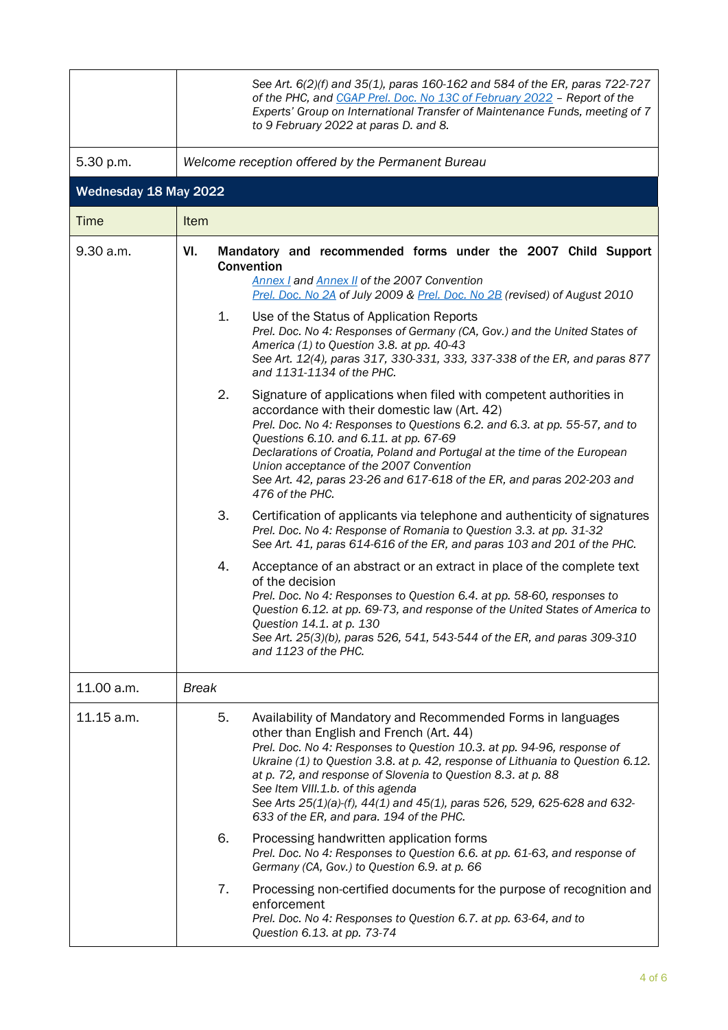| | |
|---|---|
| | *See Art. 6(2)(f) and 35(1), paras 160-162 and 584 of the ER, paras 722-727 of the PHC, and [CGAP Prel. Doc. No 13C of February 2022](#) – Report of the Experts' Group on International Transfer of Maintenance Funds, meeting of 7 to 9 February 2022 at paras D. and 8.* |
| 5.30 p.m. | *Welcome reception offered by the Permanent Bureau* |
| **Wednesday 18 May 2022** | |
| Time | Item |
| 9.30 a.m. | **VI. Mandatory and recommended forms under the 2007 Child Support Convention**<br>*[Annex I](#) and [Annex II](#) of the 2007 Convention*<br>*[Prel. Doc. No 2A](#) of July 2009 & [Prel. Doc. No 2B](#) (revised) of August 2010*<br><br>1. Use of the Status of Application Reports<br>*Prel. Doc. No 4: Responses of Germany (CA, Gov.) and the United States of America (1) to Question 3.8. at pp. 40-43*<br>*See Art. 12(4), paras 317, 330-331, 333, 337-338 of the ER, and paras 877 and 1131-1134 of the PHC.*<br><br>2. Signature of applications when filed with competent authorities in accordance with their domestic law (Art. 42)<br>*Prel. Doc. No 4: Responses to Questions 6.2. and 6.3. at pp. 55-57, and to Questions 6.10. and 6.11. at pp. 67-69*<br>*Declarations of Croatia, Poland and Portugal at the time of the European Union acceptance of the 2007 Convention*<br>*See Art. 42, paras 23-26 and 617-618 of the ER, and paras 202-203 and 476 of the PHC.*<br><br>3. Certification of applicants via telephone and authenticity of signatures<br>*Prel. Doc. No 4: Response of Romania to Question 3.3. at pp. 31-32*<br>*See Art. 41, paras 614-616 of the ER, and paras 103 and 201 of the PHC.*<br><br>4. Acceptance of an abstract or an extract in place of the complete text of the decision<br>*Prel. Doc. No 4: Responses to Question 6.4. at pp. 58-60, responses to Question 6.12. at pp. 69-73, and response of the United States of America to Question 14.1. at p. 130*<br>*See Art. 25(3)(b), paras 526, 541, 543-544 of the ER, and paras 309-310 and 1123 of the PHC.* |
| 11.00 a.m. | *Break* |
| 11.15 a.m. | 5. Availability of Mandatory and Recommended Forms in languages other than English and French (Art. 44)<br>*Prel. Doc. No 4: Responses to Question 10.3. at pp. 94-96, response of Ukraine (1) to Question 3.8. at p. 42, response of Lithuania to Question 6.12. at p. 72, and response of Slovenia to Question 8.3. at p. 88*<br>*See Item VIII.1.b. of this agenda*<br>*See Arts 25(1)(a)-(f), 44(1) and 45(1), paras 526, 529, 625-628 and 632-633 of the ER, and para. 194 of the PHC.*<br><br>6. Processing handwritten application forms<br>*Prel. Doc. No 4: Responses to Question 6.6. at pp. 61-63, and response of Germany (CA, Gov.) to Question 6.9. at p. 66*<br><br>7. Processing non-certified documents for the purpose of recognition and enforcement<br>*Prel. Doc. No 4: Responses to Question 6.7. at pp. 63-64, and to Question 6.13. at pp. 73-74* |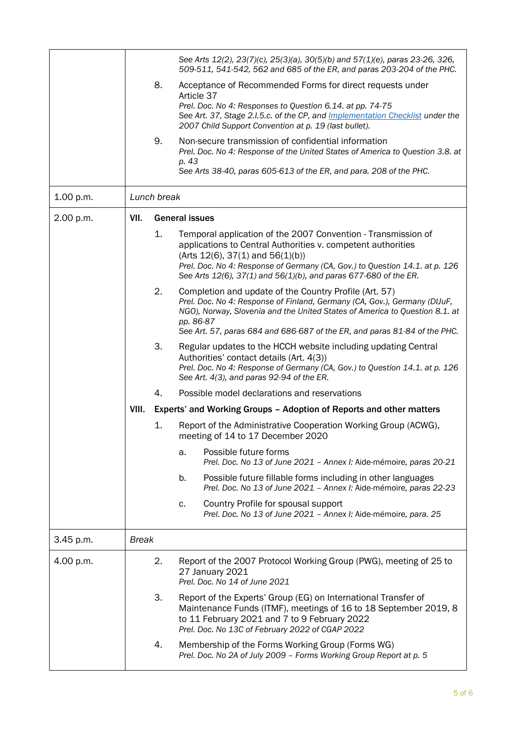| | |
|---|---|
| | *See Arts 12(2), 23(7)(c), 25(3)(a), 30(5)(b) and 57(1)(e), paras 23-26, 326, 509-511, 541-542, 562 and 685 of the ER, and paras 203-204 of the PHC.* |
| | 8. Acceptance of Recommended Forms for direct requests under Article 37<br>*Prel. Doc. No 4: Responses to Question 6.14. at pp. 74-75*<br>*See Art. 37, Stage 2.I.5.c. of the CP, and Implementation Checklist under the 2007 Child Support Convention at p. 19 (last bullet).* |
| | 9. Non-secure transmission of confidential information<br>*Prel. Doc. No 4: Response of the United States of America to Question 3.8. at p. 43*<br>*See Arts 38-40, paras 605-613 of the ER, and para. 208 of the PHC.* |
| 1.00 p.m. | *Lunch break* |
| 2.00 p.m. | **VII. General issues** |
| | 1. Temporal application of the 2007 Convention - Transmission of applications to Central Authorities v. competent authorities (Arts 12(6), 37(1) and 56(1)(b))<br>*Prel. Doc. No 4: Response of Germany (CA, Gov.) to Question 14.1. at p. 126*<br>*See Arts 12(6), 37(1) and 56(1)(b), and paras 677-680 of the ER.* |
| | 2. Completion and update of the Country Profile (Art. 57)<br>*Prel. Doc. No 4: Response of Finland, Germany (CA, Gov.), Germany (DIJuF, NGO), Norway, Slovenia and the United States of America to Question 8.1. at pp. 86-87*<br>*See Art. 57, paras 684 and 686-687 of the ER, and paras 81-84 of the PHC.* |
| | 3. Regular updates to the HCCH website including updating Central Authorities' contact details (Art. 4(3))<br>*Prel. Doc. No 4: Response of Germany (CA, Gov.) to Question 14.1. at p. 126*<br>*See Art. 4(3), and paras 92-94 of the ER.* |
| | 4. Possible model declarations and reservations |
| | **VIII. Experts' and Working Groups – Adoption of Reports and other matters** |
| | 1. Report of the Administrative Cooperation Working Group (ACWG), meeting of 14 to 17 December 2020 |
| | a. Possible future forms<br>*Prel. Doc. No 13 of June 2021 – Annex I:* Aide-mémoire*, paras 20-21* |
| | b. Possible future fillable forms including in other languages<br>*Prel. Doc. No 13 of June 2021 – Annex I:* Aide-mémoire*, paras 22-23* |
| | c. Country Profile for spousal support<br>*Prel. Doc. No 13 of June 2021 – Annex I:* Aide-mémoire*, para. 25* |
| 3.45 p.m. | *Break* |
| 4.00 p.m. | 2. Report of the 2007 Protocol Working Group (PWG), meeting of 25 to 27 January 2021<br>*Prel. Doc. No 14 of June 2021* |
| | 3. Report of the Experts' Group (EG) on International Transfer of Maintenance Funds (ITMF), meetings of 16 to 18 September 2019, 8 to 11 February 2021 and 7 to 9 February 2022<br>*Prel. Doc. No 13C of February 2022 of CGAP 2022* |
| | 4. Membership of the Forms Working Group (Forms WG)<br>*Prel. Doc. No 2A of July 2009 – Forms Working Group Report at p. 5* |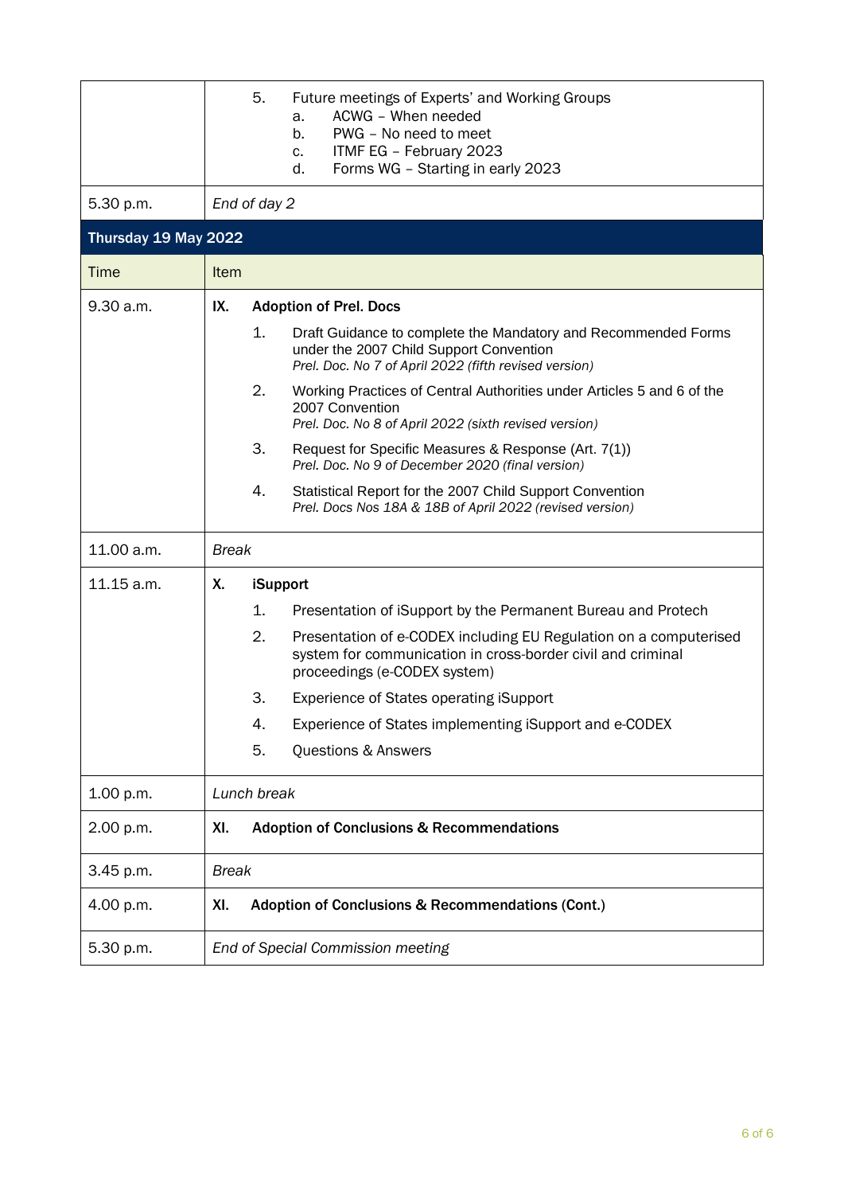| | |
|---|---|
| | 5. Future meetings of Experts' and Working Groups<br>a. ACWG – When needed<br>b. PWG – No need to meet<br>c. ITMF EG – February 2023<br>d. Forms WG – Starting in early 2023 |
| 5.30 p.m. | *End of day 2* |
| **Thursday 19 May 2022** | |
| Time | Item |
| 9.30 a.m. | **IX. Adoption of Prel. Docs**<br>1. Draft Guidance to complete the Mandatory and Recommended Forms under the 2007 Child Support Convention *Prel. Doc. No 7 of April 2022 (fifth revised version)*<br>2. Working Practices of Central Authorities under Articles 5 and 6 of the 2007 Convention *Prel. Doc. No 8 of April 2022 (sixth revised version)*<br>3. Request for Specific Measures & Response (Art. 7(1)) *Prel. Doc. No 9 of December 2020 (final version)*<br>4. Statistical Report for the 2007 Child Support Convention *Prel. Docs Nos 18A & 18B of April 2022 (revised version)* |
| 11.00 a.m. | *Break* |
| 11.15 a.m. | **X. iSupport**<br>1. Presentation of iSupport by the Permanent Bureau and Protech<br>2. Presentation of e-CODEX including EU Regulation on a computerised system for communication in cross-border civil and criminal proceedings (e-CODEX system)<br>3. Experience of States operating iSupport<br>4. Experience of States implementing iSupport and e-CODEX<br>5. Questions & Answers |
| 1.00 p.m. | *Lunch break* |
| 2.00 p.m. | **XI. Adoption of Conclusions & Recommendations** |
| 3.45 p.m. | *Break* |
| 4.00 p.m. | **XI. Adoption of Conclusions & Recommendations (Cont.)** |
| 5.30 p.m. | *End of Special Commission meeting* |